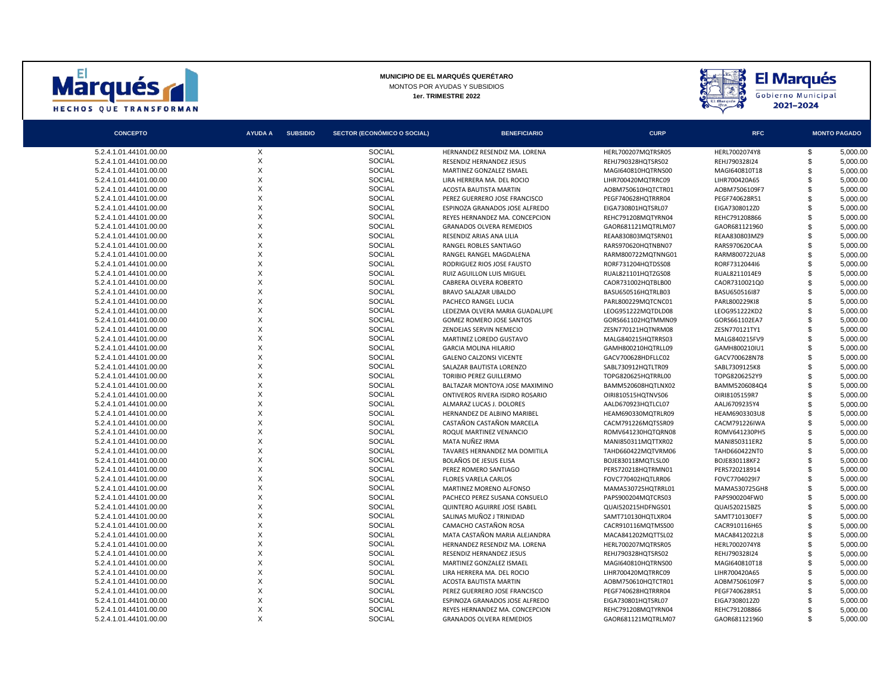**MUNICIPIO DE EL MARQUÉS QUERÉTARO**
MONTOS POR AYUDAS Y SUBSIDIOS
**1er. TRIMESTRE 2022**

| CONCEPTO | AYUDA A | SUBSIDIO | SECTOR (ECONÓMICO O SOCIAL) | BENEFICIARIO | CURP | RFC | MONTO PAGADO |
|---|---|---|---|---|---|---|---|
| 5.2.4.1.01.44101.00.00 | X | | SOCIAL | HERNANDEZ RESENDIZ MA. LORENA | HERL700207MQTRSR05 | HERL7002074Y8 | $ 5,000.00 |
| 5.2.4.1.01.44101.00.00 | X | | SOCIAL | RESENDIZ HERNANDEZ JESUS | REHJ790328HQTSRS02 | REHJ790328I24 | $ 5,000.00 |
| 5.2.4.1.01.44101.00.00 | X | | SOCIAL | MARTINEZ GONZALEZ ISMAEL | MAGI640810HQTRNS00 | MAGI640810T18 | $ 5,000.00 |
| 5.2.4.1.01.44101.00.00 | X | | SOCIAL | LIRA HERRERA MA. DEL ROCIO | LIHR700420MQTRRC09 | LIHR700420A65 | $ 5,000.00 |
| 5.2.4.1.01.44101.00.00 | X | | SOCIAL | ACOSTA BAUTISTA MARTIN | AOBM750610HQTCTR01 | AOBM7506109F7 | $ 5,000.00 |
| 5.2.4.1.01.44101.00.00 | X | | SOCIAL | PEREZ GUERRERO JOSE FRANCISCO | PEGF740628HQTRRR04 | PEGF740628R51 | $ 5,000.00 |
| 5.2.4.1.01.44101.00.00 | X | | SOCIAL | ESPINOZA GRANADOS JOSE ALFREDO | EIGA730801HQTSRL07 | EIGA7308012Z0 | $ 5,000.00 |
| 5.2.4.1.01.44101.00.00 | X | | SOCIAL | REYES HERNANDEZ MA. CONCEPCION | REHC791208MQTYRN04 | REHC791208866 | $ 5,000.00 |
| 5.2.4.1.01.44101.00.00 | X | | SOCIAL | GRANADOS OLVERA REMEDIOS | GAOR681121MQTRLM07 | GAOR681121960 | $ 5,000.00 |
| 5.2.4.1.01.44101.00.00 | X | | SOCIAL | RESENDIZ ARIAS ANA LILIA | REAA830803MQTSRN01 | REAA830803MZ9 | $ 5,000.00 |
| 5.2.4.1.01.44101.00.00 | X | | SOCIAL | RANGEL ROBLES SANTIAGO | RARS970620HQTNBN07 | RARS970620CAA | $ 5,000.00 |
| 5.2.4.1.01.44101.00.00 | X | | SOCIAL | RANGEL RANGEL MAGDALENA | RARM800722MQTNNG01 | RARM800722UA8 | $ 5,000.00 |
| 5.2.4.1.01.44101.00.00 | X | | SOCIAL | RODRIGUEZ RIOS JOSE FAUSTO | RORF731204HQTDSS08 | RORF7312044I6 | $ 5,000.00 |
| 5.2.4.1.01.44101.00.00 | X | | SOCIAL | RUIZ AGUILLON LUIS MIGUEL | RUAL821101HQTZGS08 | RUAL8211014E9 | $ 5,000.00 |
| 5.2.4.1.01.44101.00.00 | X | | SOCIAL | CABRERA OLVERA ROBERTO | CAOR731002HQTBLB00 | CAOR7310021Q0 | $ 5,000.00 |
| 5.2.4.1.01.44101.00.00 | X | | SOCIAL | BRAVO SALAZAR UBALDO | BASU650516HQTRLB03 | BASU650516I87 | $ 5,000.00 |
| 5.2.4.1.01.44101.00.00 | X | | SOCIAL | PACHECO RANGEL LUCIA | PARL800229MQTCNC01 | PARL800229KI8 | $ 5,000.00 |
| 5.2.4.1.01.44101.00.00 | X | | SOCIAL | LEDEZMA OLVERA MARIA GUADALUPE | LEOG951222MQTDLD08 | LEOG951222KD2 | $ 5,000.00 |
| 5.2.4.1.01.44101.00.00 | X | | SOCIAL | GOMEZ ROMERO JOSE SANTOS | GORS661102HQTMMN09 | GORS661102EA7 | $ 5,000.00 |
| 5.2.4.1.01.44101.00.00 | X | | SOCIAL | ZENDEJAS SERVIN NEMECIO | ZESN770121HQTNRM08 | ZESN770121TY1 | $ 5,000.00 |
| 5.2.4.1.01.44101.00.00 | X | | SOCIAL | MARTINEZ LOREDO GUSTAVO | MALG840215HQTRRS03 | MALG840215FV9 | $ 5,000.00 |
| 5.2.4.1.01.44101.00.00 | X | | SOCIAL | GARCIA MOLINA HILARIO | GAMH800210HQTRLL09 | GAMH800210IU1 | $ 5,000.00 |
| 5.2.4.1.01.44101.00.00 | X | | SOCIAL | GALENO CALZONSI VICENTE | GACV700628HDFLLC02 | GACV700628N78 | $ 5,000.00 |
| 5.2.4.1.01.44101.00.00 | X | | SOCIAL | SALAZAR BAUTISTA LORENZO | SABL730912HQTLTR09 | SABL7309125K8 | $ 5,000.00 |
| 5.2.4.1.01.44101.00.00 | X | | SOCIAL | TORIBIO PEREZ GUILLERMO | TOPG820625HQTRRL00 | TOPG8206252Y9 | $ 5,000.00 |
| 5.2.4.1.01.44101.00.00 | X | | SOCIAL | BALTAZAR MONTOYA JOSE MAXIMINO | BAMM520608HQTLNX02 | BAMM5206084Q4 | $ 5,000.00 |
| 5.2.4.1.01.44101.00.00 | X | | SOCIAL | ONTIVEROS RIVERA ISIDRO ROSARIO | OIRI810515HQTNVS06 | OIRI8105159R7 | $ 5,000.00 |
| 5.2.4.1.01.44101.00.00 | X | | SOCIAL | ALMARAZ LUCAS J. DOLORES | AALD670923HQTLCL07 | AALJ6709235Y4 | $ 5,000.00 |
| 5.2.4.1.01.44101.00.00 | X | | SOCIAL | HERNANDEZ DE ALBINO MARIBEL | HEAM690330MQTRLR09 | HEAM6903303U8 | $ 5,000.00 |
| 5.2.4.1.01.44101.00.00 | X | | SOCIAL | CASTAÑON CASTAÑON MARCELA | CACM791226MQTSSR09 | CACM791226IWA | $ 5,000.00 |
| 5.2.4.1.01.44101.00.00 | X | | SOCIAL | ROQUE MARTINEZ VENANCIO | ROMV641230HQTQRN08 | ROMV641230PH5 | $ 5,000.00 |
| 5.2.4.1.01.44101.00.00 | X | | SOCIAL | MATA NUÑEZ IRMA | MANI850311MQTTXR02 | MANI850311ER2 | $ 5,000.00 |
| 5.2.4.1.01.44101.00.00 | X | | SOCIAL | TAVARES HERNANDEZ MA DOMITILA | TAHD660422MQTVRM06 | TAHD660422NT0 | $ 5,000.00 |
| 5.2.4.1.01.44101.00.00 | X | | SOCIAL | BOLAÑOS DE JESUS ELISA | BOJE830118MQTLSL00 | BOJE830118KF2 | $ 5,000.00 |
| 5.2.4.1.01.44101.00.00 | X | | SOCIAL | PEREZ ROMERO SANTIAGO | PERS720218HQTRMN01 | PERS720218914 | $ 5,000.00 |
| 5.2.4.1.01.44101.00.00 | X | | SOCIAL | FLORES VARELA CARLOS | FOVC770402HQTLRR06 | FOVC7704029I7 | $ 5,000.00 |
| 5.2.4.1.01.44101.00.00 | X | | SOCIAL | MARTINEZ MORENO ALFONSO | MAMA530725HQTRRL01 | MAMA530725GH8 | $ 5,000.00 |
| 5.2.4.1.01.44101.00.00 | X | | SOCIAL | PACHECO PEREZ SUSANA CONSUELO | PAPS900204MQTCRS03 | PAPS900204FW0 | $ 5,000.00 |
| 5.2.4.1.01.44101.00.00 | X | | SOCIAL | QUINTERO AGUIRRE JOSE ISABEL | QUAI520215HDFNGS01 | QUAI520215BZ5 | $ 5,000.00 |
| 5.2.4.1.01.44101.00.00 | X | | SOCIAL | SALINAS MUÑOZ J TRINIDAD | SAMT710130HQTLXR04 | SAMT710130EF7 | $ 5,000.00 |
| 5.2.4.1.01.44101.00.00 | X | | SOCIAL | CAMACHO CASTAÑON ROSA | CACR910116MQTMSS00 | CACR910116H65 | $ 5,000.00 |
| 5.2.4.1.01.44101.00.00 | X | | SOCIAL | MATA CASTAÑON MARIA ALEJANDRA | MACA841202MQTTSL02 | MACA8412022L8 | $ 5,000.00 |
| 5.2.4.1.01.44101.00.00 | X | | SOCIAL | HERNANDEZ RESENDIZ MA. LORENA | HERL700207MQTRSR05 | HERL7002074Y8 | $ 5,000.00 |
| 5.2.4.1.01.44101.00.00 | X | | SOCIAL | RESENDIZ HERNANDEZ JESUS | REHJ790328HQTSRS02 | REHJ790328I24 | $ 5,000.00 |
| 5.2.4.1.01.44101.00.00 | X | | SOCIAL | MARTINEZ GONZALEZ ISMAEL | MAGI640810HQTRNS00 | MAGI640810T18 | $ 5,000.00 |
| 5.2.4.1.01.44101.00.00 | X | | SOCIAL | LIRA HERRERA MA. DEL ROCIO | LIHR700420MQTRRC09 | LIHR700420A65 | $ 5,000.00 |
| 5.2.4.1.01.44101.00.00 | X | | SOCIAL | ACOSTA BAUTISTA MARTIN | AOBM750610HQTCTR01 | AOBM7506109F7 | $ 5,000.00 |
| 5.2.4.1.01.44101.00.00 | X | | SOCIAL | PEREZ GUERRERO JOSE FRANCISCO | PEGF740628HQTRRR04 | PEGF740628R51 | $ 5,000.00 |
| 5.2.4.1.01.44101.00.00 | X | | SOCIAL | ESPINOZA GRANADOS JOSE ALFREDO | EIGA730801HQTSRL07 | EIGA7308012Z0 | $ 5,000.00 |
| 5.2.4.1.01.44101.00.00 | X | | SOCIAL | REYES HERNANDEZ MA. CONCEPCION | REHC791208MQTYRN04 | REHC791208866 | $ 5,000.00 |
| 5.2.4.1.01.44101.00.00 | X | | SOCIAL | GRANADOS OLVERA REMEDIOS | GAOR681121MQTRLM07 | GAOR681121960 | $ 5,000.00 |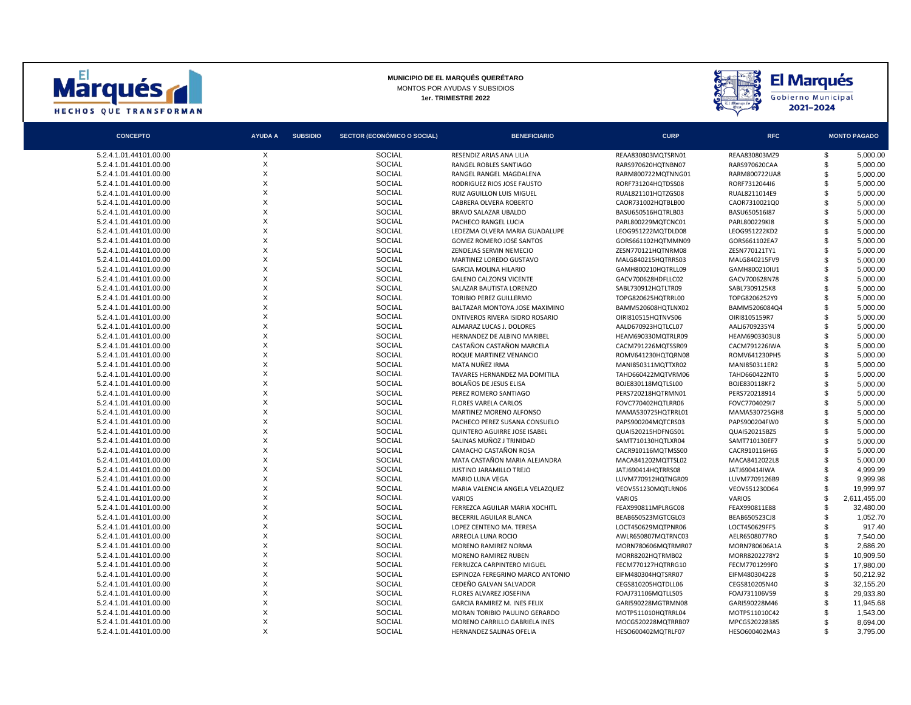**MUNICIPIO DE EL MARQUÉS QUERÉTARO**
MONTOS POR AYUDAS Y SUBSIDIOS
**1er. TRIMESTRE 2022**

| CONCEPTO | AYUDA A | SUBSIDIO | SECTOR (ECONÓMICO O SOCIAL) | BENEFICIARIO | CURP | RFC | MONTO PAGADO |
|---|---|---|---|---|---|---|---|
| 5.2.4.1.01.44101.00.00 | X | | SOCIAL | RESENDIZ ARIAS ANA LILIA | REAA830803MQTSRN01 | REAA830803MZ9 | $ 5,000.00 |
| 5.2.4.1.01.44101.00.00 | X | | SOCIAL | RANGEL ROBLES SANTIAGO | RARS970620HQTNBN07 | RARS970620CAA | $ 5,000.00 |
| 5.2.4.1.01.44101.00.00 | X | | SOCIAL | RANGEL RANGEL MAGDALENA | RARM800722MQTNNG01 | RARM800722UA8 | $ 5,000.00 |
| 5.2.4.1.01.44101.00.00 | X | | SOCIAL | RODRIGUEZ RIOS JOSE FAUSTO | RORF731204HQTDSS08 | RORF731204I6 | $ 5,000.00 |
| 5.2.4.1.01.44101.00.00 | X | | SOCIAL | RUIZ AGUILLON LUIS MIGUEL | RUAL821101HQTZGS08 | RUAL8211014E9 | $ 5,000.00 |
| 5.2.4.1.01.44101.00.00 | X | | SOCIAL | CABRERA OLVERA ROBERTO | CAOR731002HQTBLB00 | CAOR7310021Q0 | $ 5,000.00 |
| 5.2.4.1.01.44101.00.00 | X | | SOCIAL | BRAVO SALAZAR UBALDO | BASU650516HQTRLB03 | BASU650516I87 | $ 5,000.00 |
| 5.2.4.1.01.44101.00.00 | X | | SOCIAL | PACHECO RANGEL LUCIA | PARL800229MQTCNC01 | PARL800229KI8 | $ 5,000.00 |
| 5.2.4.1.01.44101.00.00 | X | | SOCIAL | LEDEZMA OLVERA MARIA GUADALUPE | LEOG951222MQTDLD08 | LEOG951222KD2 | $ 5,000.00 |
| 5.2.4.1.01.44101.00.00 | X | | SOCIAL | GOMEZ ROMERO JOSE SANTOS | GORS661102HQTMMN09 | GORS661102EA7 | $ 5,000.00 |
| 5.2.4.1.01.44101.00.00 | X | | SOCIAL | ZENDEJAS SERVIN NEMECIO | ZESN770121HQTNRM08 | ZESN770121TY1 | $ 5,000.00 |
| 5.2.4.1.01.44101.00.00 | X | | SOCIAL | MARTINEZ LOREDO GUSTAVO | MALG840215HQTRRS03 | MALG840215FV9 | $ 5,000.00 |
| 5.2.4.1.01.44101.00.00 | X | | SOCIAL | GARCIA MOLINA HILARIO | GAMH800210HQTRLL09 | GAMH800210IU1 | $ 5,000.00 |
| 5.2.4.1.01.44101.00.00 | X | | SOCIAL | GALENO CALZONSI VICENTE | GACV700628HDFLLC02 | GACV700628N78 | $ 5,000.00 |
| 5.2.4.1.01.44101.00.00 | X | | SOCIAL | SALAZAR BAUTISTA LORENZO | SABL730912HQTLTR09 | SABL7309125K8 | $ 5,000.00 |
| 5.2.4.1.01.44101.00.00 | X | | SOCIAL | TORIBIO PEREZ GUILLERMO | TOPG820625HQTRRL00 | TOPG8206252Y9 | $ 5,000.00 |
| 5.2.4.1.01.44101.00.00 | X | | SOCIAL | BALTAZAR MONTOYA JOSE MAXIMINO | BAMM520608HQTLNX02 | BAMM5206084Q4 | $ 5,000.00 |
| 5.2.4.1.01.44101.00.00 | X | | SOCIAL | ONTIVEROS RIVERA ISIDRO ROSARIO | OIRI810515HQTNVS06 | OIRI8105159R7 | $ 5,000.00 |
| 5.2.4.1.01.44101.00.00 | X | | SOCIAL | ALMARAZ LUCAS J. DOLORES | AALD670923HQTLCL07 | AALJ6709235Y4 | $ 5,000.00 |
| 5.2.4.1.01.44101.00.00 | X | | SOCIAL | HERNANDEZ DE ALBINO MARIBEL | HEAM690330MQTRLR09 | HEAM6903303U8 | $ 5,000.00 |
| 5.2.4.1.01.44101.00.00 | X | | SOCIAL | CASTAÑON CASTAÑON MARCELA | CACM791226MQTSSR09 | CACM791226IWA | $ 5,000.00 |
| 5.2.4.1.01.44101.00.00 | X | | SOCIAL | ROQUE MARTINEZ VENANCIO | ROMV641230HQTQRN08 | ROMV641230PH5 | $ 5,000.00 |
| 5.2.4.1.01.44101.00.00 | X | | SOCIAL | MATA NUÑEZ IRMA | MANI850311MQTTXR02 | MANI850311ER2 | $ 5,000.00 |
| 5.2.4.1.01.44101.00.00 | X | | SOCIAL | TAVARES HERNANDEZ MA DOMITILA | TAHD660422MQTVRM06 | TAHD660422NT0 | $ 5,000.00 |
| 5.2.4.1.01.44101.00.00 | X | | SOCIAL | BOLAÑOS DE JESUS ELISA | BOJE830118MQTLSL00 | BOJE830118KF2 | $ 5,000.00 |
| 5.2.4.1.01.44101.00.00 | X | | SOCIAL | PEREZ ROMERO SANTIAGO | PERS720218HQTRMN01 | PERS720218914 | $ 5,000.00 |
| 5.2.4.1.01.44101.00.00 | X | | SOCIAL | FLORES VARELA CARLOS | FOVC770402HQTLRR06 | FOVC770402917 | $ 5,000.00 |
| 5.2.4.1.01.44101.00.00 | X | | SOCIAL | MARTINEZ MORENO ALFONSO | MAMA530725HQTRRL01 | MAMA530725GH8 | $ 5,000.00 |
| 5.2.4.1.01.44101.00.00 | X | | SOCIAL | PACHECO PEREZ SUSANA CONSUELO | PAPS900204MQTCRS03 | PAPS900204FW0 | $ 5,000.00 |
| 5.2.4.1.01.44101.00.00 | X | | SOCIAL | QUINTERO AGUIRRE JOSE ISABEL | QUAI520215HDFNGS01 | QUAI520215BZ5 | $ 5,000.00 |
| 5.2.4.1.01.44101.00.00 | X | | SOCIAL | SALINAS MUÑOZ J TRINIDAD | SAMT710130HQTLXR04 | SAMT710130EF7 | $ 5,000.00 |
| 5.2.4.1.01.44101.00.00 | X | | SOCIAL | CAMACHO CASTAÑON ROSA | CACR910116MQTMSS00 | CACR910116H65 | $ 5,000.00 |
| 5.2.4.1.01.44101.00.00 | X | | SOCIAL | MATA CASTAÑON MARIA ALEJANDRA | MACA841202MQTTSL02 | MACA8412022L8 | $ 5,000.00 |
| 5.2.4.1.01.44101.00.00 | X | | SOCIAL | JUSTINO JARAMILLO TREJO | JATJ690414HQTRRS08 | JATJ690414IWA | $ 4,999.99 |
| 5.2.4.1.01.44101.00.00 | X | | SOCIAL | MARIO LUNA VEGA | LUVM770912HQTNGR09 | LUVM7709126B9 | $ 9,999.98 |
| 5.2.4.1.01.44101.00.00 | X | | SOCIAL | MARIA VALENCIA ANGELA VELAZQUEZ | VEOV551230MQTLRN06 | VEOV551230D64 | $ 19,999.97 |
| 5.2.4.1.01.44101.00.00 | X | | SOCIAL | VARIOS | VARIOS | VARIOS | $ 2,611,455.00 |
| 5.2.4.1.01.44101.00.00 | X | | SOCIAL | FERREZCA AGUILAR MARIA XOCHITL | FEAX990811MPLRGC08 | FEAX990811E88 | $ 32,480.00 |
| 5.2.4.1.01.44101.00.00 | X | | SOCIAL | BECERRIL AGUILAR BLANCA | BEAB650523MGTCGL03 | BEAB650523CJ8 | $ 1,052.70 |
| 5.2.4.1.01.44101.00.00 | X | | SOCIAL | LOPEZ CENTENO MA. TERESA | LOCT450629MQTPNR06 | LOCT450629FF5 | $ 917.40 |
| 5.2.4.1.01.44101.00.00 | X | | SOCIAL | ARREOLA LUNA ROCIO | AWLR650807MQTRNC03 | AELR6508077RO | $ 7,540.00 |
| 5.2.4.1.01.44101.00.00 | X | | SOCIAL | MORENO RAMIREZ NORMA | MORN780606MQTRMR07 | MORN780606A1A | $ 2,686.20 |
| 5.2.4.1.01.44101.00.00 | X | | SOCIAL | MORENO RAMIREZ RUBEN | MORR8202HQTRMB02 | MORR8202278Y2 | $ 10,909.50 |
| 5.2.4.1.01.44101.00.00 | X | | SOCIAL | FERRUZCA CARPINTERO MIGUEL | FECM770127HQTRRG10 | FECM7701299F0 | $ 17,980.00 |
| 5.2.4.1.01.44101.00.00 | X | | SOCIAL | ESPINOZA FEREGRINO MARCO ANTONIO | EIFM480304HQTSRR07 | EIFM480304228 | $ 50,212.92 |
| 5.2.4.1.01.44101.00.00 | X | | SOCIAL | CEDEÑO GALVAN SALVADOR | CEGS810205HQTDLL06 | CEGS810205N40 | $ 32,155.20 |
| 5.2.4.1.01.44101.00.00 | X | | SOCIAL | FLORES ALVAREZ JOSEFINA | FOAJ731106MQTLLS05 | FOAJ731106V59 | $ 29,933.80 |
| 5.2.4.1.01.44101.00.00 | X | | SOCIAL | GARCIA RAMIREZ M. INES FELIX | GARI590228MGTRMN08 | GARI590228M46 | $ 11,945.68 |
| 5.2.4.1.01.44101.00.00 | X | | SOCIAL | MORAN TORIBIO PAULINO GERARDO | MOTP511010HQTRRL04 | MOTP511010C42 | $ 1,543.00 |
| 5.2.4.1.01.44101.00.00 | X | | SOCIAL | MORENO CARRILLO GABRIELA INES | MOCG520228MQTRRB07 | MPCG520228385 | $ 8,694.00 |
| 5.2.4.1.01.44101.00.00 | X | | SOCIAL | HERNANDEZ SALINAS OFELIA | HESO600402MQTRLF07 | HESO600402MA3 | $ 3,795.00 |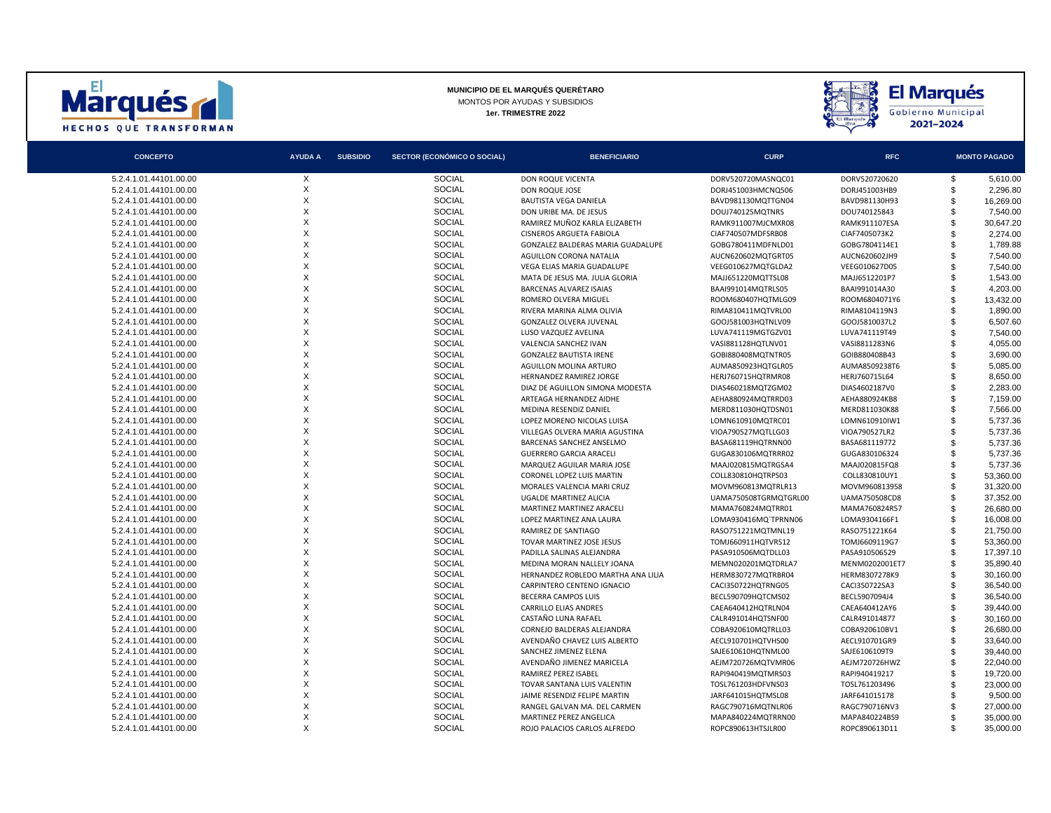**MUNICIPIO DE EL MARQUÉS QUERÉTARO**
MONTOS POR AYUDAS Y SUBSIDIOS
**1er. TRIMESTRE 2022**

| CONCEPTO | AYUDA A | SUBSIDIO | SECTOR (ECONÓMICO O SOCIAL) | BENEFICIARIO | CURP | RFC | MONTO PAGADO |
|---|---|---|---|---|---|---|---|
| 5.2.4.1.01.44101.00.00 | X | | SOCIAL | DON ROQUE VICENTA | DORV520720MASNQC01 | DORV520720620 | $ 5,610.00 |
| 5.2.4.1.01.44101.00.00 | X | | SOCIAL | DON ROQUE JOSE | DORJ451003HMCNQ506 | DORJ451003HB9 | $ 2,296.80 |
| 5.2.4.1.01.44101.00.00 | X | | SOCIAL | BAUTISTA VEGA DANIELA | BAVD981130MQTTGN04 | BAVD981130H93 | $ 16,269.00 |
| 5.2.4.1.01.44101.00.00 | X | | SOCIAL | DON URIBE MA. DE JESUS | DOUJ740125MQTNRS | DOU740125843 | $ 7,540.00 |
| 5.2.4.1.01.44101.00.00 | X | | SOCIAL | RAMIREZ MUÑOZ KARLA ELIZABETH | RAMK911007MJCMXR08 | RAMK911107ESA | $ 30,647.20 |
| 5.2.4.1.01.44101.00.00 | X | | SOCIAL | CISNEROS ARGUETA FABIOLA | CIAF740507MDFSRB08 | CIAF7405073K2 | $ 2,274.00 |
| 5.2.4.1.01.44101.00.00 | X | | SOCIAL | GONZALEZ BALDERAS MARIA GUADALUPE | GOBG780411MDFNLD01 | GOBG7804114E1 | $ 1,789.88 |
| 5.2.4.1.01.44101.00.00 | X | | SOCIAL | AGUILLON CORONA NATALIA | AUCN620602MQTGRT05 | AUCN620602JH9 | $ 7,540.00 |
| 5.2.4.1.01.44101.00.00 | X | | SOCIAL | VEGA ELIAS MARIA GUADALUPE | VEEG010627MQTGLDA2 | VEEG010627D05 | $ 7,540.00 |
| 5.2.4.1.01.44101.00.00 | X | | SOCIAL | MATA DE JESUS MA. JULIA GLORIA | MAJJ651220MQTTSL08 | MAJJ6512201P7 | $ 1,543.00 |
| 5.2.4.1.01.44101.00.00 | X | | SOCIAL | BARCENAS ALVAREZ ISAIAS | BAAI991014MQTRLS05 | BAAI991014A30 | $ 4,203.00 |
| 5.2.4.1.01.44101.00.00 | X | | SOCIAL | ROMERO OLVERA MIGUEL | ROOM680407HQTMLG09 | ROOM6804071Y6 | $ 13,432.00 |
| 5.2.4.1.01.44101.00.00 | X | | SOCIAL | RIVERA MARINA ALMA OLIVIA | RIMA810411MQTVRL00 | RIMA8104119N3 | $ 1,890.00 |
| 5.2.4.1.01.44101.00.00 | X | | SOCIAL | GONZALEZ OLVERA JUVENAL | GOOJ581003HQTNLV09 | GOOJ5810037L2 | $ 6,507.60 |
| 5.2.4.1.01.44101.00.00 | X | | SOCIAL | LUSO VAZQUEZ AVELINA | LUVA741119MGTGZV01 | LUVA741119T49 | $ 7,540.00 |
| 5.2.4.1.01.44101.00.00 | X | | SOCIAL | VALENCIA SANCHEZ IVAN | VASI881128HQTLNV01 | VASI8811283N6 | $ 4,055.00 |
| 5.2.4.1.01.44101.00.00 | X | | SOCIAL | GONZALEZ BAUTISTA IRENE | GOBI880408MQTNTR05 | GOIB880408B43 | $ 3,690.00 |
| 5.2.4.1.01.44101.00.00 | X | | SOCIAL | AGUILLON MOLINA ARTURO | AUMA850923HQTGLR05 | AUMA8509238T6 | $ 5,085.00 |
| 5.2.4.1.01.44101.00.00 | X | | SOCIAL | HERNANDEZ RAMIREZ JORGE | HERJ760715HQTRMR08 | HERJ760715L64 | $ 8,650.00 |
| 5.2.4.1.01.44101.00.00 | X | | SOCIAL | DIAZ DE AGUILLON SIMONA MODESTA | DIAS460218MQTZGM02 | DIAS4602187V0 | $ 2,283.00 |
| 5.2.4.1.01.44101.00.00 | X | | SOCIAL | ARTEAGA HERNANDEZ AIDHE | AEHA880924MQTRRD03 | AEHA880924KB8 | $ 7,159.00 |
| 5.2.4.1.01.44101.00.00 | X | | SOCIAL | MEDINA RESENDIZ DANIEL | MERD811030HQTDSN01 | MERD811030K88 | $ 7,566.00 |
| 5.2.4.1.01.44101.00.00 | X | | SOCIAL | LOPEZ MORENO NICOLAS LUISA | LOMN610910MQTRC01 | LOMN610910IW1 | $ 5,737.36 |
| 5.2.4.1.01.44101.00.00 | X | | SOCIAL | VILLEGAS OLVERA MARIA AGUSTINA | VIOA790527MQTLLG03 | VIOA790527LR2 | $ 5,737.36 |
| 5.2.4.1.01.44101.00.00 | X | | SOCIAL | BARCENAS SANCHEZ ANSELMO | BASA681119HQTRNN00 | BASA681119772 | $ 5,737.36 |
| 5.2.4.1.01.44101.00.00 | X | | SOCIAL | GUERRERO GARCIA ARACELI | GUGA830106MQTRRR02 | GUGA830106324 | $ 5,737.36 |
| 5.2.4.1.01.44101.00.00 | X | | SOCIAL | MARQUEZ AGUILAR MARIA JOSE | MAAJ020815MQTRGSA4 | MAAJ020815FQ8 | $ 5,737.36 |
| 5.2.4.1.01.44101.00.00 | X | | SOCIAL | CORONEL LOPEZ LUIS MARTIN | COLL830810HQTRPS03 | COLL830810UY1 | $ 53,360.00 |
| 5.2.4.1.01.44101.00.00 | X | | SOCIAL | MORALES VALENCIA MARI CRUZ | MOVM960813MQTRLR13 | MOVM960813958 | $ 31,320.00 |
| 5.2.4.1.01.44101.00.00 | X | | SOCIAL | UGALDE MARTINEZ ALICIA | UAMA750508TGRMQTGRL00 | UAMA750508CD8 | $ 37,352.00 |
| 5.2.4.1.01.44101.00.00 | X | | SOCIAL | MARTINEZ MARTINEZ ARACELI | MAMA760824MQTRR01 | MAMA760824R57 | $ 26,680.00 |
| 5.2.4.1.01.44101.00.00 | X | | SOCIAL | LOPEZ MARTINEZ ANA LAURA | LOMA930416MQ`TPRNN06 | LOMA9304166F1 | $ 16,008.00 |
| 5.2.4.1.01.44101.00.00 | X | | SOCIAL | RAMIREZ DE SANTIAGO | RASO751221MQTMNL19 | RASO751221K64 | $ 21,750.00 |
| 5.2.4.1.01.44101.00.00 | X | | SOCIAL | TOVAR MARTINEZ JOSE JESUS | TOMJ660911HQTVRS12 | TOMJ6609119G7 | $ 53,360.00 |
| 5.2.4.1.01.44101.00.00 | X | | SOCIAL | PADILLA SALINAS ALEJANDRA | PASA910506MQTDLL03 | PASA910506529 | $ 17,397.10 |
| 5.2.4.1.01.44101.00.00 | X | | SOCIAL | MEDINA MORAN NALLELY JOANA | MEMN020201MQTDRLA7 | MENM02020 01ET7 | $ 35,890.40 |
| 5.2.4.1.01.44101.00.00 | X | | SOCIAL | HERNANDEZ ROBLEDO MARTHA ANA LILIA | HERM830727MQTRBR04 | HERM8307278K9 | $ 30,160.00 |
| 5.2.4.1.01.44101.00.00 | X | | SOCIAL | CARPINTERO CENTENO IGNACIO | CACI350722HQTRNG05 | CACI350722SA3 | $ 36,540.00 |
| 5.2.4.1.01.44101.00.00 | X | | SOCIAL | BECERRA CAMPOS LUIS | BECL590709HQTCMS02 | BECL5907094J4 | $ 36,540.00 |
| 5.2.4.1.01.44101.00.00 | X | | SOCIAL | CARRILLO ELIAS ANDRES | CAEA640412HQTRLN04 | CAEA640412AY6 | $ 39,440.00 |
| 5.2.4.1.01.44101.00.00 | X | | SOCIAL | CASTAÑO LUNA RAFAEL | CALR491014HQTSNF00 | CALR491014877 | $ 30,160.00 |
| 5.2.4.1.01.44101.00.00 | X | | SOCIAL | CORNEJO BALDERAS ALEJANDRA | COBA920610MQTRLL03 | COBA920610BV1 | $ 26,680.00 |
| 5.2.4.1.01.44101.00.00 | X | | SOCIAL | AVENDAÑO CHAVEZ LUIS ALBERTO | AECL910701HQTVHS00 | AECL910701GR9 | $ 33,640.00 |
| 5.2.4.1.01.44101.00.00 | X | | SOCIAL | SANCHEZ JIMENEZ ELENA | SAJE610610HQTNML00 | SAJE6106109T9 | $ 39,440.00 |
| 5.2.4.1.01.44101.00.00 | X | | SOCIAL | AVENDAÑO JIMENEZ MARICELA | AEJM720726MQTVMR06 | AEJM720726HWZ | $ 22,040.00 |
| 5.2.4.1.01.44101.00.00 | X | | SOCIAL | RAMIREZ PEREZ ISABEL | RAPI940419MQTMRS03 | RAPI940419217 | $ 19,720.00 |
| 5.2.4.1.01.44101.00.00 | X | | SOCIAL | TOVAR SANTANA LUIS VALENTIN | TOSL761203HDFVNS03 | TOSL761203496 | $ 23,000.00 |
| 5.2.4.1.01.44101.00.00 | X | | SOCIAL | JAIME RESENDIZ FELIPE MARTIN | JARF641015HQTMSL08 | JARF641015178 | $ 9,500.00 |
| 5.2.4.1.01.44101.00.00 | X | | SOCIAL | RANGEL GALVAN MA. DEL CARMEN | RAGC790716MQTNLR06 | RAGC790716NV3 | $ 27,000.00 |
| 5.2.4.1.01.44101.00.00 | X | | SOCIAL | MARTINEZ PEREZ ANGELICA | MAPA840224MQTRRN00 | MAPA840224BS9 | $ 35,000.00 |
| 5.2.4.1.01.44101.00.00 | X | | SOCIAL | ROJO PALACIOS CARLOS ALFREDO | ROPC890613HTSJLR00 | ROPC890613D11 | $ 35,000.00 |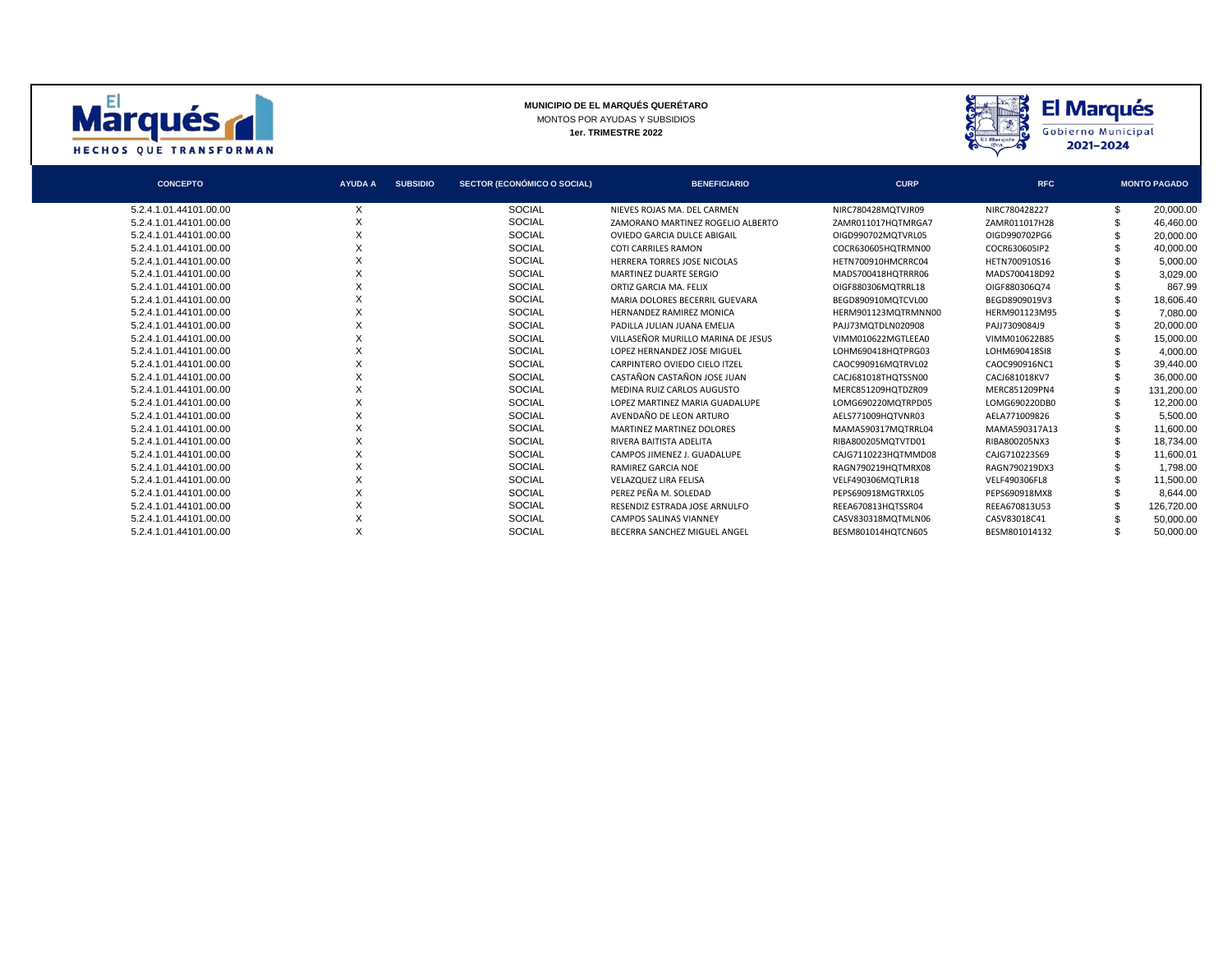**MUNICIPIO DE EL MARQUÉS QUERÉTARO**
MONTOS POR AYUDAS Y SUBSIDIOS
**1er. TRIMESTRE 2022**

| CONCEPTO | AYUDA A | SUBSIDIO | SECTOR (ECONÓMICO O SOCIAL) | BENEFICIARIO | CURP | RFC | MONTO PAGADO |
|---|---|---|---|---|---|---|---|
| 5.2.4.1.01.44101.00.00 | X | | SOCIAL | NIEVES ROJAS MA. DEL CARMEN | NIRC780428MQTVJR09 | NIRC780428227 | $ 20,000.00 |
| 5.2.4.1.01.44101.00.00 | X | | SOCIAL | ZAMORANO MARTINEZ ROGELIO ALBERTO | ZAMR011017HQTMRGA7 | ZAMR011017H28 | $ 46,460.00 |
| 5.2.4.1.01.44101.00.00 | X | | SOCIAL | OVIEDO GARCIA DULCE ABIGAIL | OIGD990702MQTVRL05 | OIGD990702PG6 | $ 20,000.00 |
| 5.2.4.1.01.44101.00.00 | X | | SOCIAL | COTI CARRILES RAMON | COCR630605HQTRMN00 | COCR630605IP2 | $ 40,000.00 |
| 5.2.4.1.01.44101.00.00 | X | | SOCIAL | HERRERA TORRES JOSE NICOLAS | HETN700910HMCRRC04 | HETN700910S16 | $ 5,000.00 |
| 5.2.4.1.01.44101.00.00 | X | | SOCIAL | MARTINEZ DUARTE SERGIO | MADS700418HQTRRR06 | MADS700418D92 | $ 3,029.00 |
| 5.2.4.1.01.44101.00.00 | X | | SOCIAL | ORTIZ GARCIA MA. FELIX | OIGF880306MQTRRL18 | OIGF880306Q74 | $ 867.99 |
| 5.2.4.1.01.44101.00.00 | X | | SOCIAL | MARIA DOLORES BECERRIL GUEVARA | BEGD890910MQTCVL00 | BEGD8909019V3 | $ 18,606.40 |
| 5.2.4.1.01.44101.00.00 | X | | SOCIAL | HERNANDEZ RAMIREZ MONICA | HERM901123MQTRMNN00 | HERM901123M95 | $ 7,080.00 |
| 5.2.4.1.01.44101.00.00 | X | | SOCIAL | PADILLA JULIAN JUANA EMELIA | PAJJ73MQTDLN020908 | PAJJ7309084J9 | $ 20,000.00 |
| 5.2.4.1.01.44101.00.00 | X | | SOCIAL | VILLASEÑOR MURILLO MARINA DE JESUS | VIMM010622MGTLEEA0 | VIMM010622B85 | $ 15,000.00 |
| 5.2.4.1.01.44101.00.00 | X | | SOCIAL | LOPEZ HERNANDEZ JOSE MIGUEL | LOHM690418HQTPRG03 | LOHM690418SI8 | $ 4,000.00 |
| 5.2.4.1.01.44101.00.00 | X | | SOCIAL | CARPINTERO OVIEDO CIELO ITZEL | CAOC990916MQTRVL02 | CAOC990916NC1 | $ 39,440.00 |
| 5.2.4.1.01.44101.00.00 | X | | SOCIAL | CASTAÑON CASTAÑON JOSE JUAN | CACJ681018THQTSSN00 | CACJ681018KV7 | $ 36,000.00 |
| 5.2.4.1.01.44101.00.00 | X | | SOCIAL | MEDINA RUIZ CARLOS AUGUSTO | MERC851209HQTDZR09 | MERC851209PN4 | $ 131,200.00 |
| 5.2.4.1.01.44101.00.00 | X | | SOCIAL | LOPEZ MARTINEZ MARIA GUADALUPE | LOMG690220MQTRPD05 | LOMG690220DB0 | $ 12,200.00 |
| 5.2.4.1.01.44101.00.00 | X | | SOCIAL | AVENDAÑO DE LEON ARTURO | AELS771009HQTVNR03 | AELA771009826 | $ 5,500.00 |
| 5.2.4.1.01.44101.00.00 | X | | SOCIAL | MARTINEZ MARTINEZ DOLORES | MAMA590317MQTRRL04 | MAMA590317A13 | $ 11,600.00 |
| 5.2.4.1.01.44101.00.00 | X | | SOCIAL | RIVERA BAITISTA ADELITA | RIBA800205MQTVTD01 | RIBA800205NX3 | $ 18,734.00 |
| 5.2.4.1.01.44101.00.00 | X | | SOCIAL | CAMPOS JIMENEZ J. GUADALUPE | CAJG7110223HQTMMD08 | CAJG710223S69 | $ 11,600.01 |
| 5.2.4.1.01.44101.00.00 | X | | SOCIAL | RAMIREZ GARCIA NOE | RAGN790219HQTMRX08 | RAGN790219DX3 | $ 1,798.00 |
| 5.2.4.1.01.44101.00.00 | X | | SOCIAL | VELAZQUEZ LIRA FELISA | VELF490306MQTLR18 | VELF490306FL8 | $ 11,500.00 |
| 5.2.4.1.01.44101.00.00 | X | | SOCIAL | PEREZ PEÑA M. SOLEDAD | PEPS690918MGTRXL05 | PEPS690918MX8 | $ 8,644.00 |
| 5.2.4.1.01.44101.00.00 | X | | SOCIAL | RESENDIZ ESTRADA JOSE ARNULFO | REEA670813HQTSSR04 | REEA670813U53 | $ 126,720.00 |
| 5.2.4.1.01.44101.00.00 | X | | SOCIAL | CAMPOS SALINAS VIANNEY | CASV830318MQTMLN06 | CASV83018C41 | $ 50,000.00 |
| 5.2.4.1.01.44101.00.00 | X | | SOCIAL | BECERRA SANCHEZ MIGUEL ANGEL | BESM801014HQTCN605 | BESM801014132 | $ 50,000.00 |